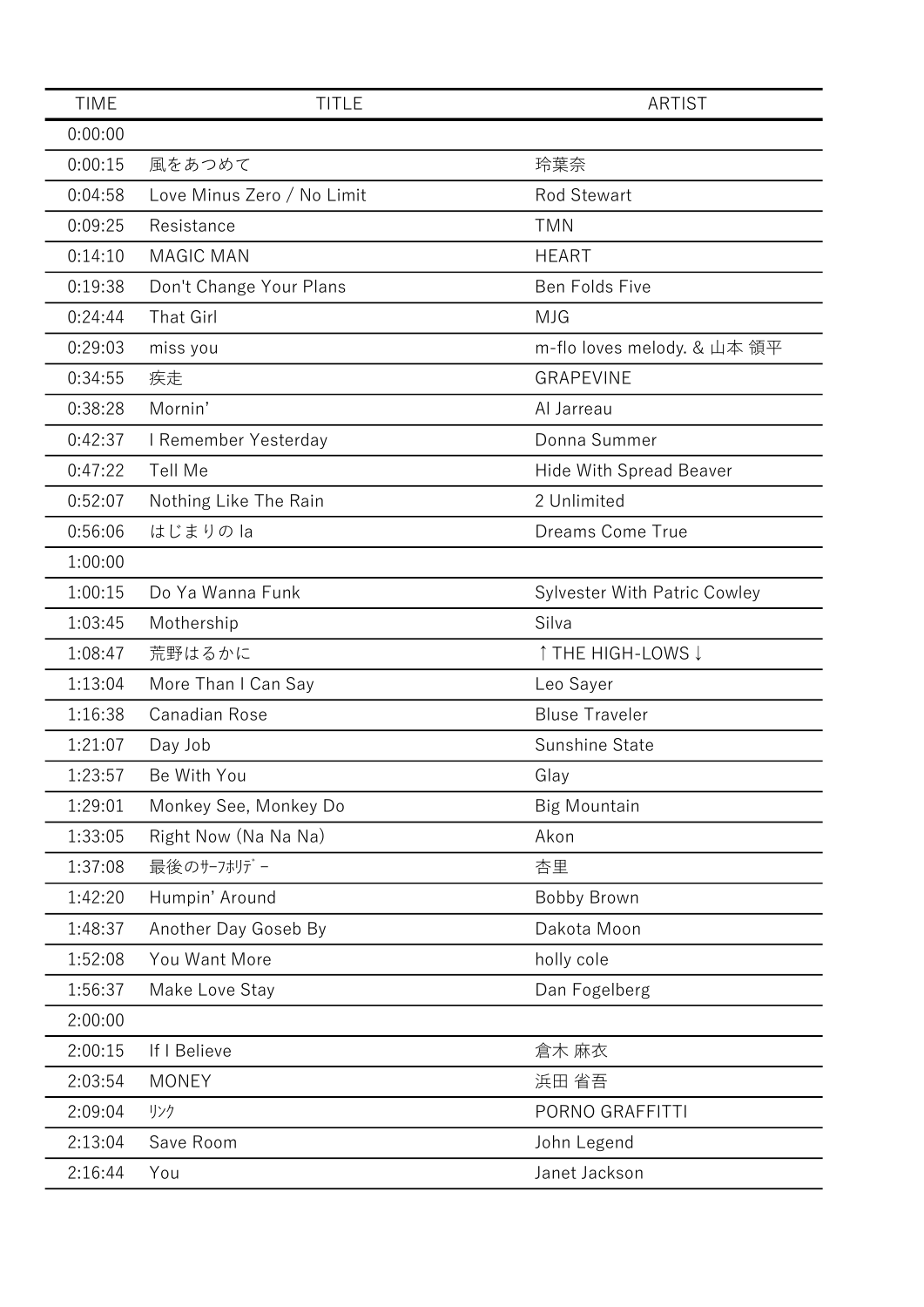| TIME | TITLE | ARTIST |
| --- | --- | --- |
| 0:00:00 | | |
| 0:00:15 | 風をあつめて | 玲葉奈 |
| 0:04:58 | Love Minus Zero / No Limit | Rod Stewart |
| 0:09:25 | Resistance | TMN |
| 0:14:10 | MAGIC MAN | HEART |
| 0:19:38 | Don't Change Your Plans | Ben Folds Five |
| 0:24:44 | That Girl | MJG |
| 0:29:03 | miss you | m-flo loves melody. & 山本 領平 |
| 0:34:55 | 疾走 | GRAPEVINE |
| 0:38:28 | Mornin' | Al Jarreau |
| 0:42:37 | I Remember Yesterday | Donna Summer |
| 0:47:22 | Tell Me | Hide With Spread Beaver |
| 0:52:07 | Nothing Like The Rain | 2 Unlimited |
| 0:56:06 | はじまりの la | Dreams Come True |
| 1:00:00 | | |
| 1:00:15 | Do Ya Wanna Funk | Sylvester With Patric Cowley |
| 1:03:45 | Mothership | Silva |
| 1:08:47 | 荒野はるかに | ↑THE HIGH-LOWS↓ |
| 1:13:04 | More Than I Can Say | Leo Sayer |
| 1:16:38 | Canadian Rose | Bluse Traveler |
| 1:21:07 | Day Job | Sunshine State |
| 1:23:57 | Be With You | Glay |
| 1:29:01 | Monkey See, Monkey Do | Big Mountain |
| 1:33:05 | Right Now (Na Na Na) | Akon |
| 1:37:08 | 最後のｻｰﾌﾎﾘﾃﾞｰ | 杏里 |
| 1:42:20 | Humpin' Around | Bobby Brown |
| 1:48:37 | Another Day Goseb By | Dakota Moon |
| 1:52:08 | You Want More | holly cole |
| 1:56:37 | Make Love Stay | Dan Fogelberg |
| 2:00:00 | | |
| 2:00:15 | If I Believe | 倉木 麻衣 |
| 2:03:54 | MONEY | 浜田 省吾 |
| 2:09:04 | ﾘﾝｸ | PORNO GRAFFITTI |
| 2:13:04 | Save Room | John Legend |
| 2:16:44 | You | Janet Jackson |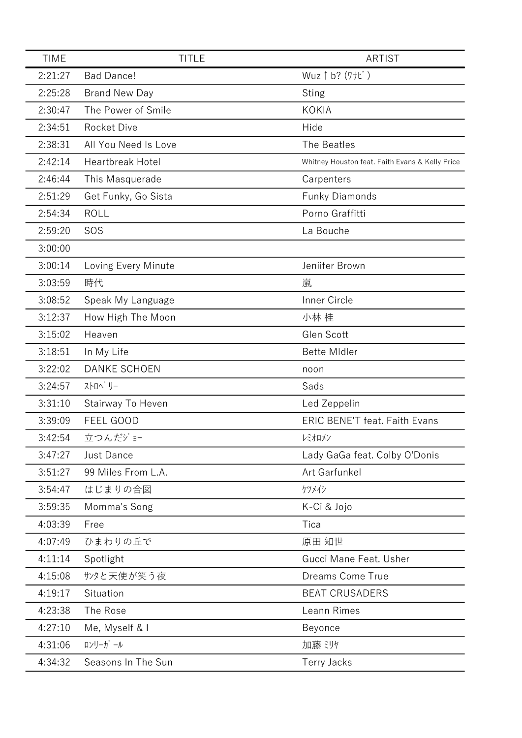| TIME | TITLE | ARTIST |
|---|---|---|
| 2:21:27 | Bad Dance! | Wuz↑b? (ﾜｻﾋﾞ) |
| 2:25:28 | Brand New Day | Sting |
| 2:30:47 | The Power of Smile | KOKIA |
| 2:34:51 | Rocket Dive | Hide |
| 2:38:31 | All You Need Is Love | The Beatles |
| 2:42:14 | Heartbreak Hotel | Whitney Houston feat. Faith Evans & Kelly Price |
| 2:46:44 | This Masquerade | Carpenters |
| 2:51:29 | Get Funky, Go Sista | Funky Diamonds |
| 2:54:34 | ROLL | Porno Graffitti |
| 2:59:20 | SOS | La Bouche |
| 3:00:00 | | |
| 3:00:14 | Loving Every Minute | Jeniifer Brown |
| 3:03:59 | 時代 | 嵐 |
| 3:08:52 | Speak My Language | Inner Circle |
| 3:12:37 | How High The Moon | 小林 桂 |
| 3:15:02 | Heaven | Glen Scott |
| 3:18:51 | In My Life | Bette MIdler |
| 3:22:02 | DANKE SCHOEN | noon |
| 3:24:57 | ｽﾄﾛﾍﾞﾘｰ | Sads |
| 3:31:10 | Stairway To Heven | Led Zeppelin |
| 3:39:09 | FEEL GOOD | ERIC BENE'T feat. Faith Evans |
| 3:42:54 | 立つんだｼﾞｮｰ | ﾚﾐｵﾛﾒﾝ |
| 3:47:27 | Just Dance | Lady GaGa feat. Colby O'Donis |
| 3:51:27 | 99 Miles From L.A. | Art Garfunkel |
| 3:54:47 | はじまりの合図 | ｹﾂﾒｲｼ |
| 3:59:35 | Momma's Song | K-Ci & Jojo |
| 4:03:39 | Free | Tica |
| 4:07:49 | ひまわりの丘で | 原田 知世 |
| 4:11:14 | Spotlight | Gucci Mane Feat. Usher |
| 4:15:08 | ｻﾝﾀと天使が笑う夜 | Dreams Come True |
| 4:19:17 | Situation | BEAT CRUSADERS |
| 4:23:38 | The Rose | Leann Rimes |
| 4:27:10 | Me, Myself & I | Beyonce |
| 4:31:06 | ﾛﾝﾘｰｶﾞｰﾙ | 加藤 ﾐﾘﾔ |
| 4:34:32 | Seasons In The Sun | Terry Jacks |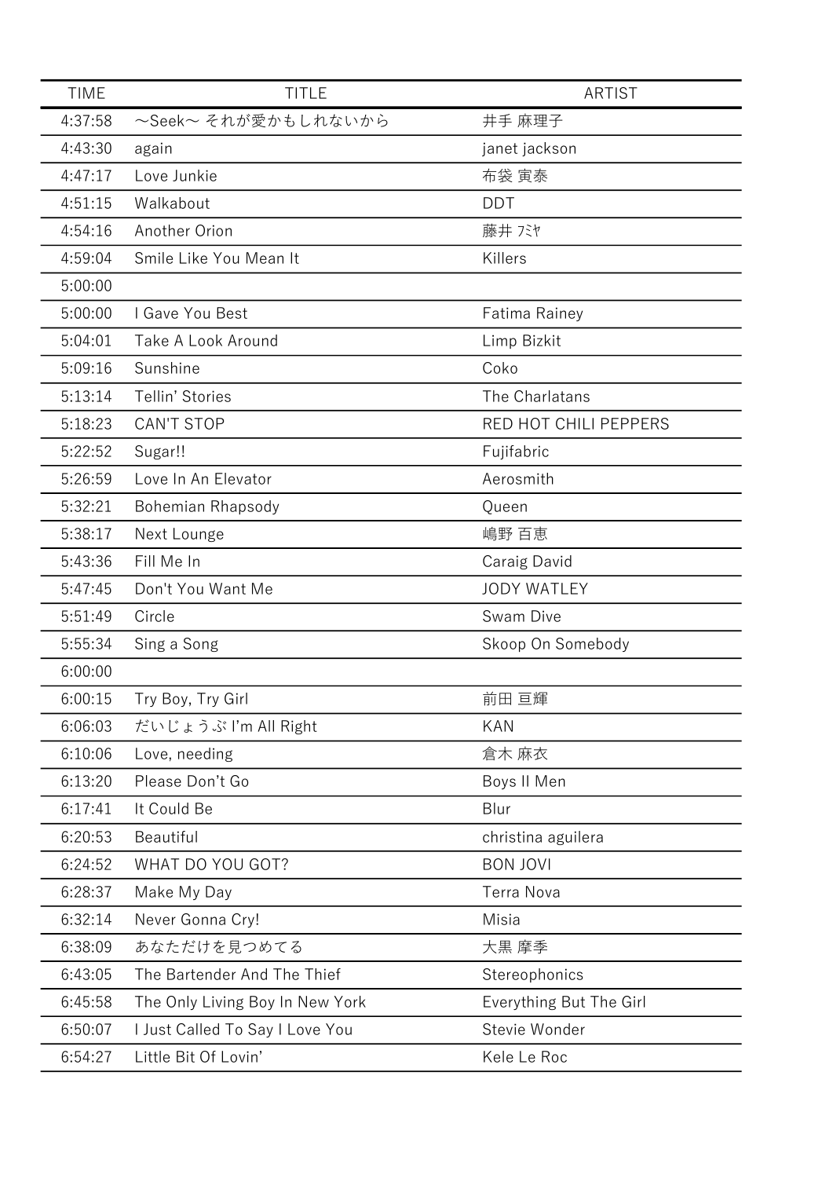| TIME | TITLE | ARTIST |
| --- | --- | --- |
| 4:37:58 | 〜Seek〜 それが愛かもしれないから | 井手 麻理子 |
| 4:43:30 | again | janet jackson |
| 4:47:17 | Love Junkie | 布袋 寅泰 |
| 4:51:15 | Walkabout | DDT |
| 4:54:16 | Another Orion | 藤井 ﾌﾐﾔ |
| 4:59:04 | Smile Like You Mean It | Killers |
| 5:00:00 | | |
| 5:00:00 | I Gave You Best | Fatima Rainey |
| 5:04:01 | Take A Look Around | Limp Bizkit |
| 5:09:16 | Sunshine | Coko |
| 5:13:14 | Tellin' Stories | The Charlatans |
| 5:18:23 | CAN'T STOP | RED HOT CHILI PEPPERS |
| 5:22:52 | Sugar!! | Fujifabric |
| 5:26:59 | Love In An Elevator | Aerosmith |
| 5:32:21 | Bohemian Rhapsody | Queen |
| 5:38:17 | Next Lounge | 嶋野 百恵 |
| 5:43:36 | Fill Me In | Caraig David |
| 5:47:45 | Don't You Want Me | JODY WATLEY |
| 5:51:49 | Circle | Swam Dive |
| 5:55:34 | Sing a Song | Skoop On Somebody |
| 6:00:00 | | |
| 6:00:15 | Try Boy, Try Girl | 前田 亘輝 |
| 6:06:03 | だいじょうぶ I'm All Right | KAN |
| 6:10:06 | Love, needing | 倉木 麻衣 |
| 6:13:20 | Please Don't Go | Boys II Men |
| 6:17:41 | It Could Be | Blur |
| 6:20:53 | Beautiful | christina aguilera |
| 6:24:52 | WHAT DO YOU GOT? | BON JOVI |
| 6:28:37 | Make My Day | Terra Nova |
| 6:32:14 | Never Gonna Cry! | Misia |
| 6:38:09 | あなただけを見つめてる | 大黒 摩季 |
| 6:43:05 | The Bartender And The Thief | Stereophonics |
| 6:45:58 | The Only Living Boy In New York | Everything But The Girl |
| 6:50:07 | I Just Called To Say I Love You | Stevie Wonder |
| 6:54:27 | Little Bit Of Lovin' | Kele Le Roc |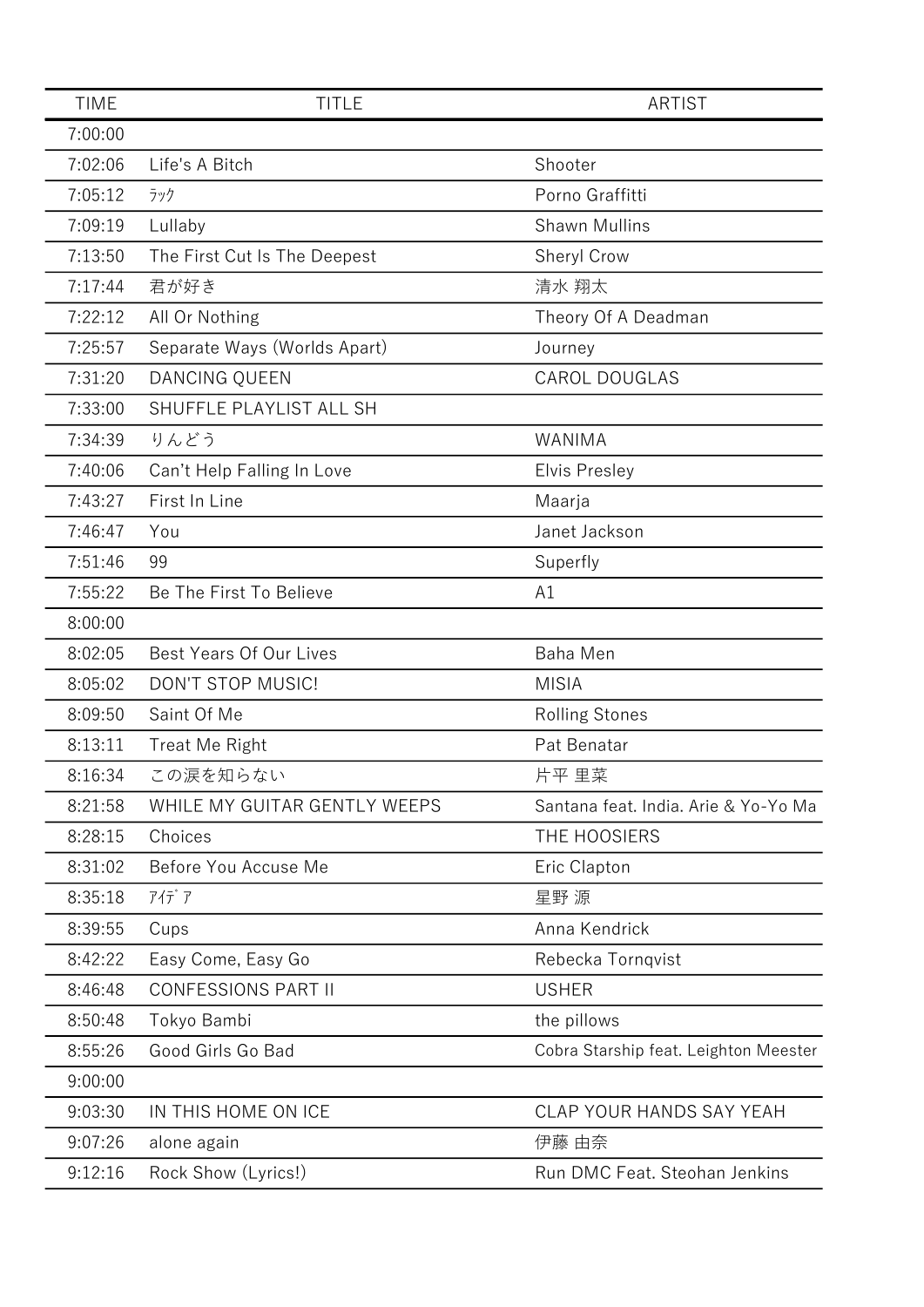| TIME | TITLE | ARTIST |
|---|---|---|
| 7:00:00 | | |
| 7:02:06 | Life's A Bitch | Shooter |
| 7:05:12 | ﾗｯｸ | Porno Graffitti |
| 7:09:19 | Lullaby | Shawn Mullins |
| 7:13:50 | The First Cut Is The Deepest | Sheryl Crow |
| 7:17:44 | 君が好き | 清水 翔太 |
| 7:22:12 | All Or Nothing | Theory Of A Deadman |
| 7:25:57 | Separate Ways (Worlds Apart) | Journey |
| 7:31:20 | DANCING QUEEN | CAROL DOUGLAS |
| 7:33:00 | SHUFFLE PLAYLIST ALL SH | |
| 7:34:39 | りんどう | WANIMA |
| 7:40:06 | Can't Help Falling In Love | Elvis Presley |
| 7:43:27 | First In Line | Maarja |
| 7:46:47 | You | Janet Jackson |
| 7:51:46 | 99 | Superfly |
| 7:55:22 | Be The First To Believe | A1 |
| 8:00:00 | | |
| 8:02:05 | Best Years Of Our Lives | Baha Men |
| 8:05:02 | DON'T STOP MUSIC! | MISIA |
| 8:09:50 | Saint Of Me | Rolling Stones |
| 8:13:11 | Treat Me Right | Pat Benatar |
| 8:16:34 | この涙を知らない | 片平 里菜 |
| 8:21:58 | WHILE MY GUITAR GENTLY WEEPS | Santana feat. India. Arie & Yo-Yo Ma |
| 8:28:15 | Choices | THE HOOSIERS |
| 8:31:02 | Before You Accuse Me | Eric Clapton |
| 8:35:18 | ｱｲﾃﾞｱ | 星野 源 |
| 8:39:55 | Cups | Anna Kendrick |
| 8:42:22 | Easy Come, Easy Go | Rebecka Tornqvist |
| 8:46:48 | CONFESSIONS PART II | USHER |
| 8:50:48 | Tokyo Bambi | the pillows |
| 8:55:26 | Good Girls Go Bad | Cobra Starship feat. Leighton Meester |
| 9:00:00 | | |
| 9:03:30 | IN THIS HOME ON ICE | CLAP YOUR HANDS SAY YEAH |
| 9:07:26 | alone again | 伊藤 由奈 |
| 9:12:16 | Rock Show (Lyrics!) | Run DMC Feat. Steohan Jenkins |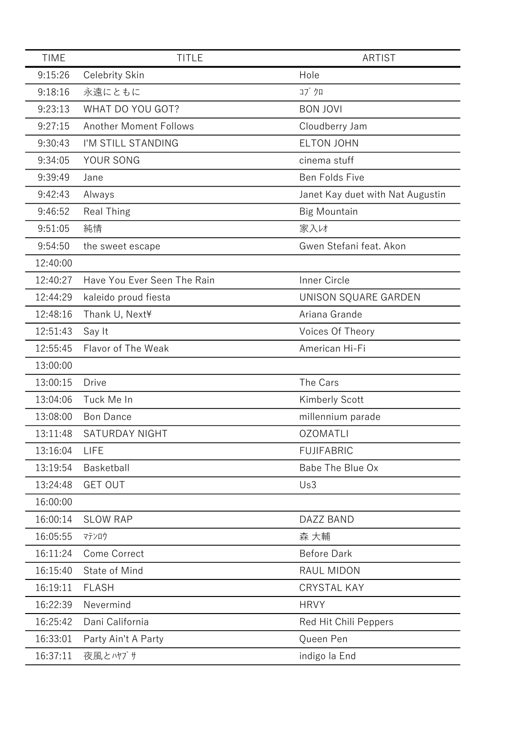| TIME | TITLE | ARTIST |
| --- | --- | --- |
| 9:15:26 | Celebrity Skin | Hole |
| 9:18:16 | 永遠にともに | ｺﾌﾞｸﾛ |
| 9:23:13 | WHAT DO YOU GOT? | BON JOVI |
| 9:27:15 | Another Moment Follows | Cloudberry Jam |
| 9:30:43 | I'M STILL STANDING | ELTON JOHN |
| 9:34:05 | YOUR SONG | cinema stuff |
| 9:39:49 | Jane | Ben Folds Five |
| 9:42:43 | Always | Janet Kay duet with Nat Augustin |
| 9:46:52 | Real Thing | Big Mountain |
| 9:51:05 | 純情 | 家入ﾚｵ |
| 9:54:50 | the sweet escape | Gwen Stefani feat. Akon |
| 12:40:00 | | |
| 12:40:27 | Have You Ever Seen The Rain | Inner Circle |
| 12:44:29 | kaleido proud fiesta | UNISON SQUARE GARDEN |
| 12:48:16 | Thank U, Next¥ | Ariana Grande |
| 12:51:43 | Say It | Voices Of Theory |
| 12:55:45 | Flavor of The Weak | American Hi-Fi |
| 13:00:00 | | |
| 13:00:15 | Drive | The Cars |
| 13:04:06 | Tuck Me In | Kimberly Scott |
| 13:08:00 | Bon Dance | millennium parade |
| 13:11:48 | SATURDAY NIGHT | OZOMATLI |
| 13:16:04 | LIFE | FUJIFABRIC |
| 13:19:54 | Basketball | Babe The Blue Ox |
| 13:24:48 | GET OUT | Us3 |
| 16:00:00 | | |
| 16:00:14 | SLOW RAP | DAZZ BAND |
| 16:05:55 | ﾏﾃﾝﾛｳ | 森 大輔 |
| 16:11:24 | Come Correct | Before Dark |
| 16:15:40 | State of Mind | RAUL MIDON |
| 16:19:11 | FLASH | CRYSTAL KAY |
| 16:22:39 | Nevermind | HRVY |
| 16:25:42 | Dani California | Red Hit Chili Peppers |
| 16:33:01 | Party Ain't A Party | Queen Pen |
| 16:37:11 | 夜風とﾊﾔﾌﾞｻ | indigo la End |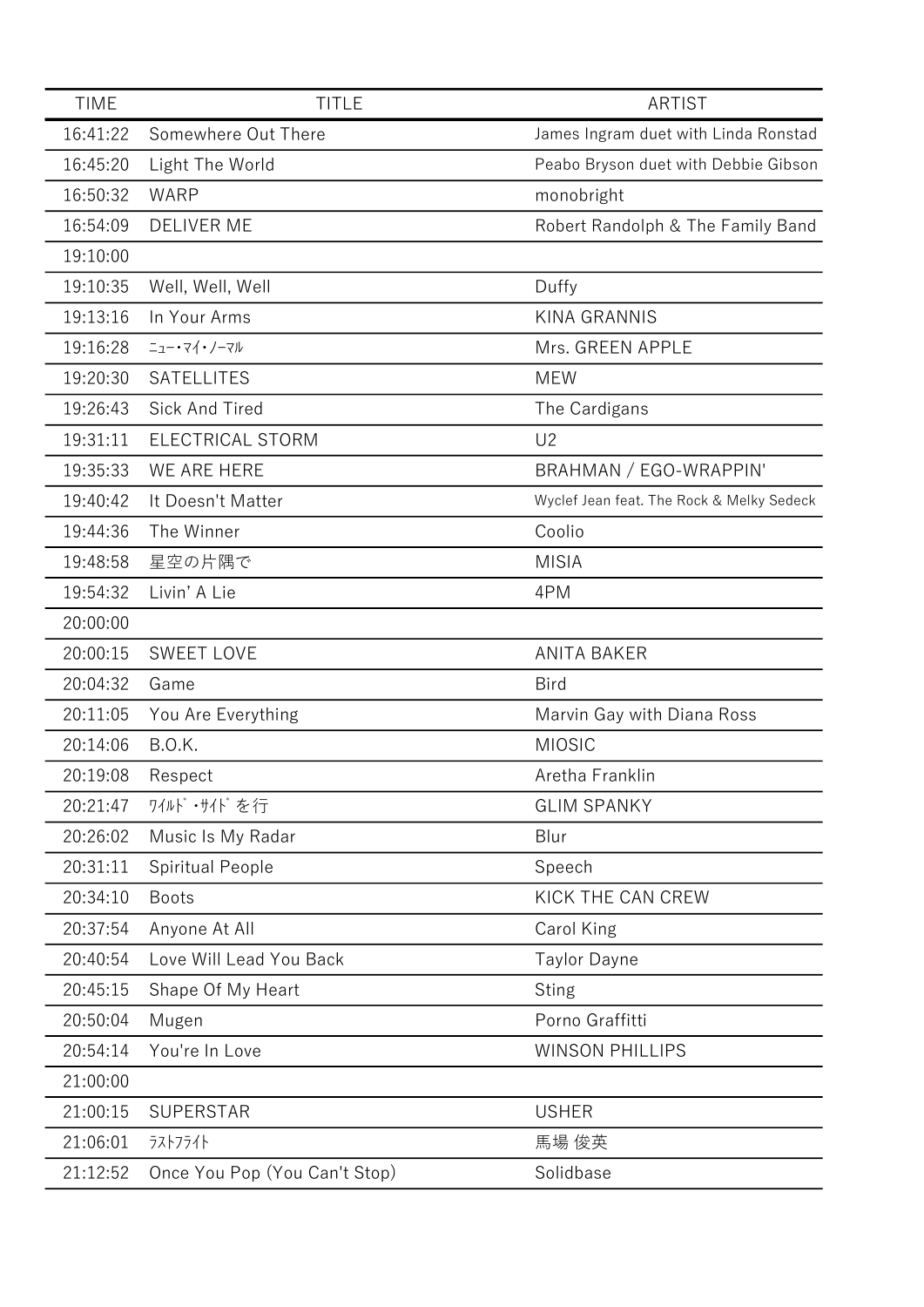| TIME | TITLE | ARTIST |
|---|---|---|
| 16:41:22 | Somewhere Out There | James Ingram duet with Linda Ronstad |
| 16:45:20 | Light The World | Peabo Bryson duet with Debbie Gibson |
| 16:50:32 | WARP | monobright |
| 16:54:09 | DELIVER ME | Robert Randolph & The Family Band |
| 19:10:00 | | |
| 19:10:35 | Well, Well, Well | Duffy |
| 19:13:16 | In Your Arms | KINA GRANNIS |
| 19:16:28 | ﾆｭｰ･ﾏｲ･ﾉｰﾏﾙ | Mrs. GREEN APPLE |
| 19:20:30 | SATELLITES | MEW |
| 19:26:43 | Sick And Tired | The Cardigans |
| 19:31:11 | ELECTRICAL STORM | U2 |
| 19:35:33 | WE ARE HERE | BRAHMAN / EGO-WRAPPIN' |
| 19:40:42 | It Doesn't Matter | Wyclef Jean feat. The Rock & Melky Sedeck |
| 19:44:36 | The Winner | Coolio |
| 19:48:58 | 星空の片隅で | MISIA |
| 19:54:32 | Livin' A Lie | 4PM |
| 20:00:00 | | |
| 20:00:15 | SWEET LOVE | ANITA BAKER |
| 20:04:32 | Game | Bird |
| 20:11:05 | You Are Everything | Marvin Gay with Diana Ross |
| 20:14:06 | B.O.K. | MIOSIC |
| 20:19:08 | Respect | Aretha Franklin |
| 20:21:47 | ﾜｲﾙﾄﾞ･ｻｲﾄﾞを行 | GLIM SPANKY |
| 20:26:02 | Music Is My Radar | Blur |
| 20:31:11 | Spiritual People | Speech |
| 20:34:10 | Boots | KICK THE CAN CREW |
| 20:37:54 | Anyone At All | Carol King |
| 20:40:54 | Love Will Lead You Back | Taylor Dayne |
| 20:45:15 | Shape Of My Heart | Sting |
| 20:50:04 | Mugen | Porno Graffitti |
| 20:54:14 | You're In Love | WINSON PHILLIPS |
| 21:00:00 | | |
| 21:00:15 | SUPERSTAR | USHER |
| 21:06:01 | ﾗｽﾄﾌﾗｲﾄ | 馬場 俊英 |
| 21:12:52 | Once You Pop (You Can't Stop) | Solidbase |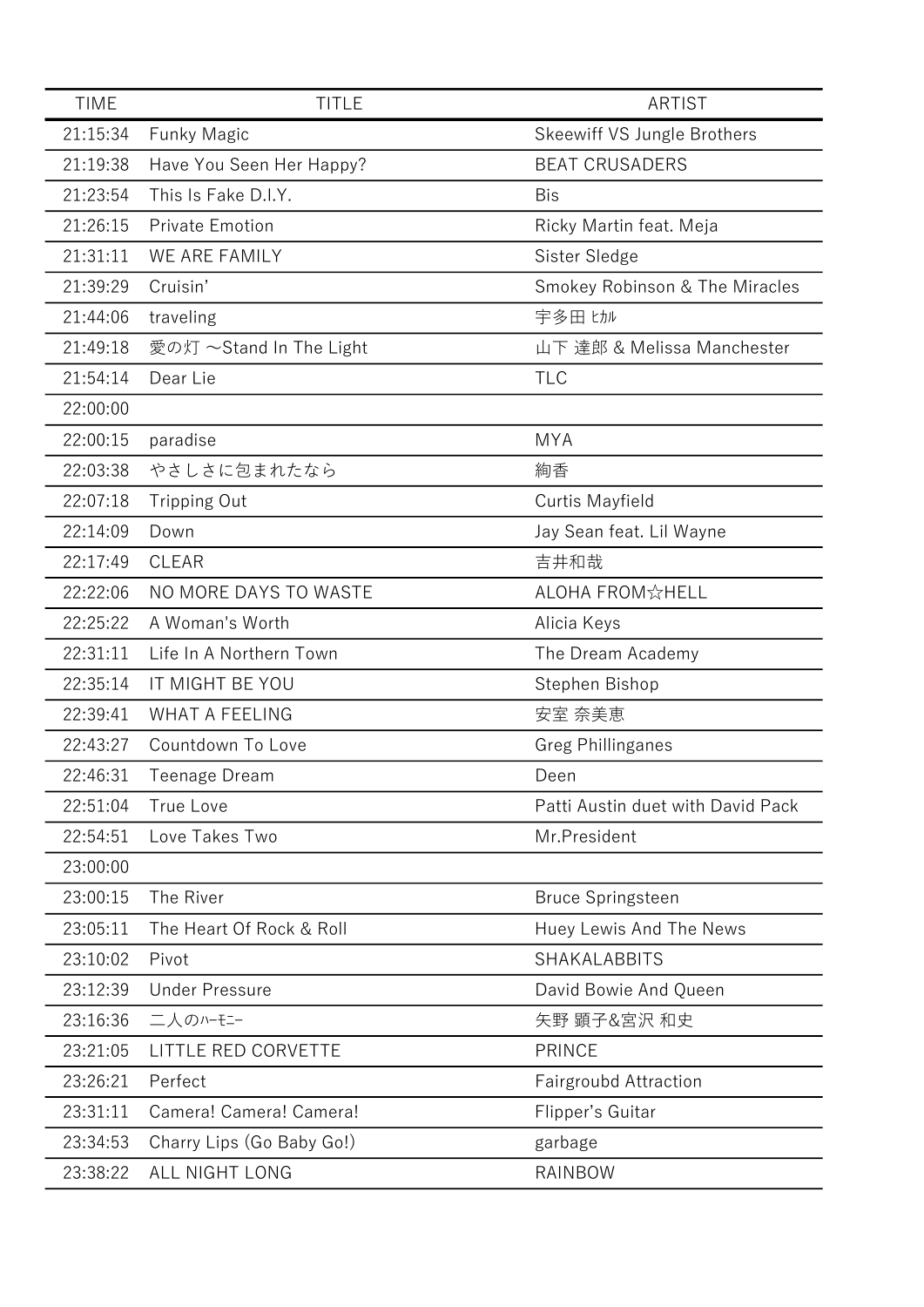| TIME | TITLE | ARTIST |
|---|---|---|
| 21:15:34 | Funky Magic | Skeewiff VS Jungle Brothers |
| 21:19:38 | Have You Seen Her Happy? | BEAT CRUSADERS |
| 21:23:54 | This Is Fake D.I.Y. | Bis |
| 21:26:15 | Private Emotion | Ricky Martin feat. Meja |
| 21:31:11 | WE ARE FAMILY | Sister Sledge |
| 21:39:29 | Cruisin’ | Smokey Robinson & The Miracles |
| 21:44:06 | traveling | 宇多田 ﾋｶﾙ |
| 21:49:18 | 愛の灯 〜Stand In The Light | 山下 達郎 & Melissa Manchester |
| 21:54:14 | Dear Lie | TLC |
| 22:00:00 | | |
| 22:00:15 | paradise | MYA |
| 22:03:38 | やさしさに包まれたなら | 絢香 |
| 22:07:18 | Tripping Out | Curtis Mayfield |
| 22:14:09 | Down | Jay Sean feat. Lil Wayne |
| 22:17:49 | CLEAR | 吉井和哉 |
| 22:22:06 | NO MORE DAYS TO WASTE | ALOHA FROM☆HELL |
| 22:25:22 | A Woman's Worth | Alicia Keys |
| 22:31:11 | Life In A Northern Town | The Dream Academy |
| 22:35:14 | IT MIGHT BE YOU | Stephen Bishop |
| 22:39:41 | WHAT A FEELING | 安室 奈美恵 |
| 22:43:27 | Countdown To Love | Greg Phillinganes |
| 22:46:31 | Teenage Dream | Deen |
| 22:51:04 | True Love | Patti Austin duet with David Pack |
| 22:54:51 | Love Takes Two | Mr.President |
| 23:00:00 | | |
| 23:00:15 | The River | Bruce Springsteen |
| 23:05:11 | The Heart Of Rock & Roll | Huey Lewis And The News |
| 23:10:02 | Pivot | SHAKALABBITS |
| 23:12:39 | Under Pressure | David Bowie And Queen |
| 23:16:36 | 二人のﾊｰﾓﾆｰ | 矢野 顕子&宮沢 和史 |
| 23:21:05 | LITTLE RED CORVETTE | PRINCE |
| 23:26:21 | Perfect | Fairgroubd Attraction |
| 23:31:11 | Camera! Camera! Camera! | Flipper’s Guitar |
| 23:34:53 | Charry Lips (Go Baby Go!) | garbage |
| 23:38:22 | ALL NIGHT LONG | RAINBOW |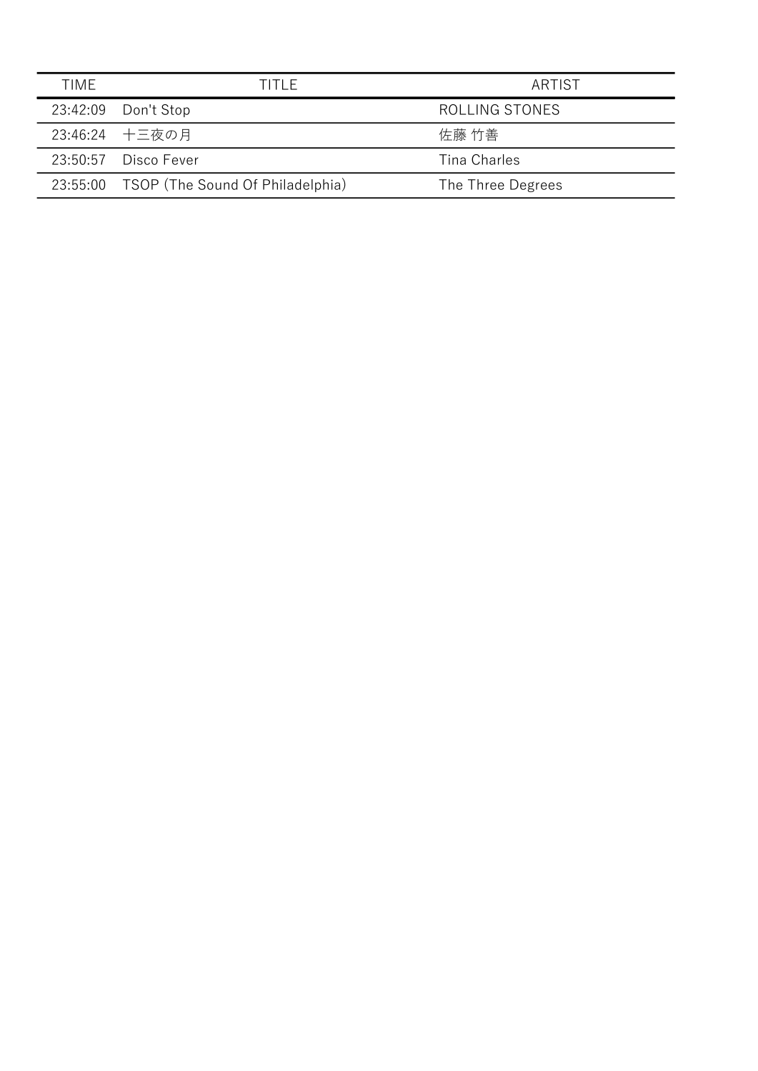| TIME | TITLE | ARTIST |
|---|---|---|
| 23:42:09 | Don't Stop | ROLLING STONES |
| 23:46:24 | 十三夜の月 | 佐藤 竹善 |
| 23:50:57 | Disco Fever | Tina Charles |
| 23:55:00 | TSOP (The Sound Of Philadelphia) | The Three Degrees |